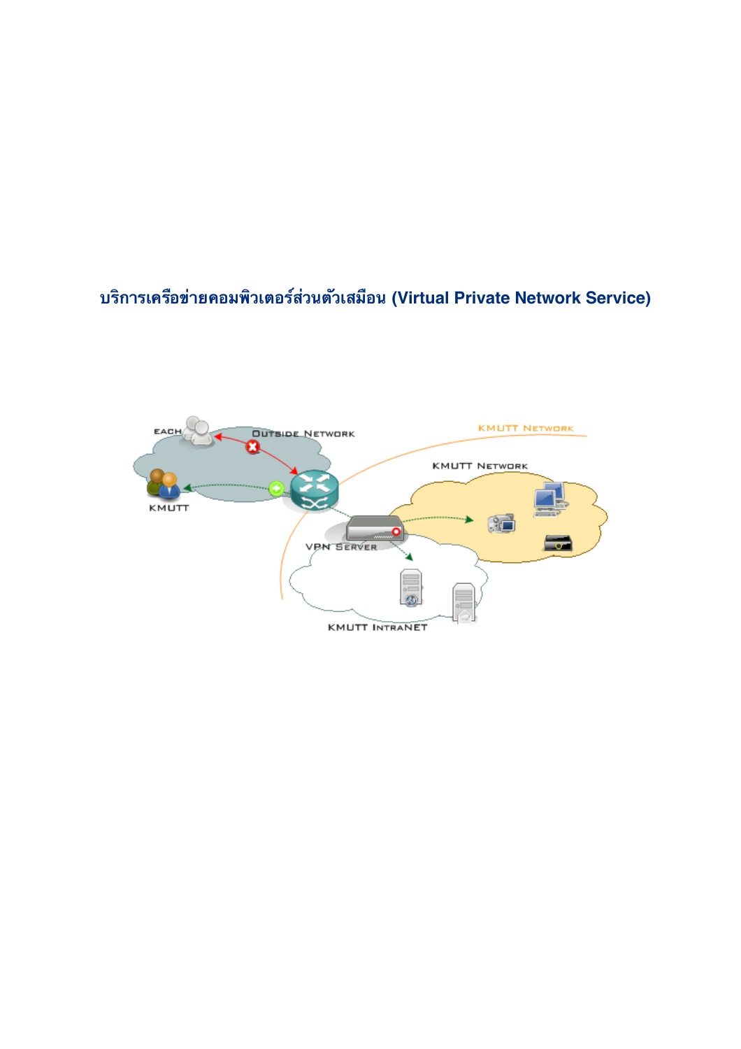# บริการเครือข่ายคอมพิวเตอร์ส่วนตัวเสมือน (Virtual Private Network Service)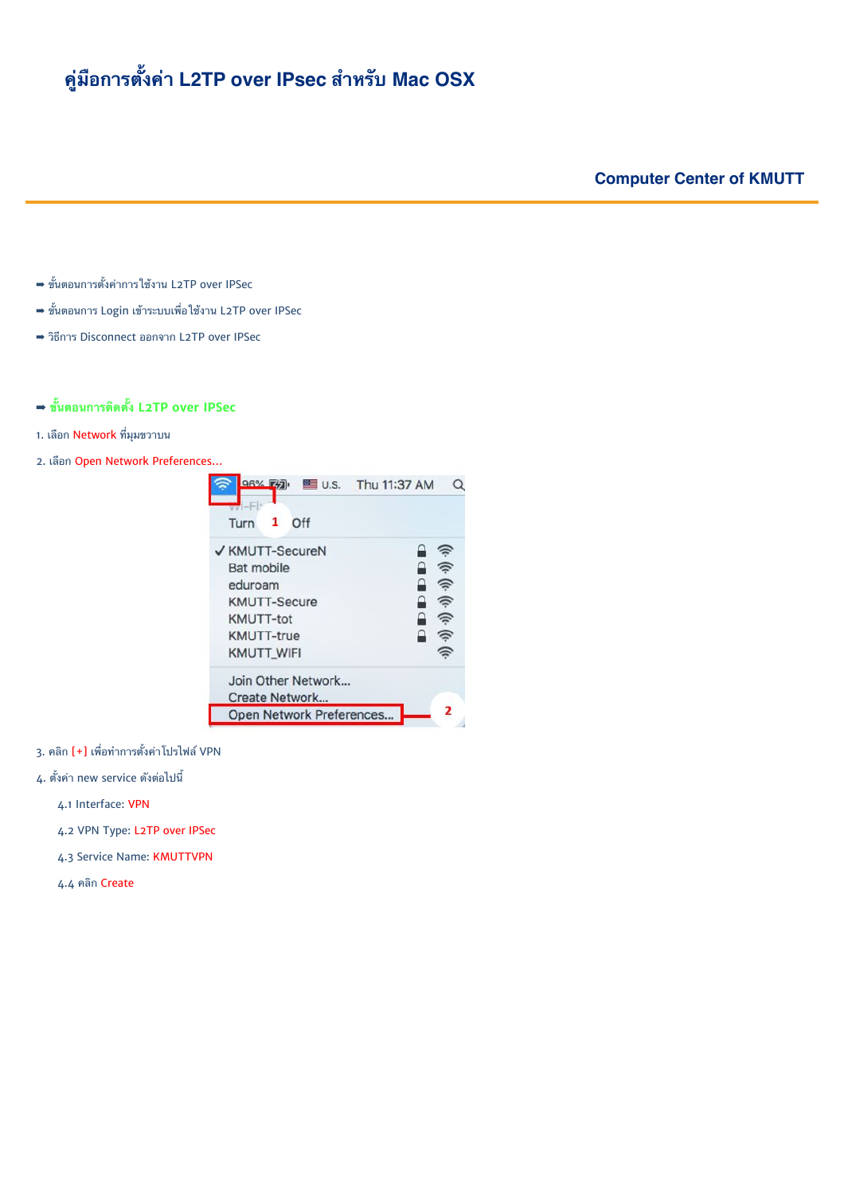# คู่มือการตั้งค่า L2TP over IPsec สำหรับ Mac OSX

**Computer Center of KMUTT**

- ➡ ขั้นตอนการตั้งค่าการใช้งาน L2TP over IPSec
- ➡ ขั้นตอนการ Login เข้าระบบเพื่อใช้งาน L2TP over IPSec
- ➡ วิธีการ Disconnect ออกจาก L2TP over IPSec

## ➡ ขั้นตอนการติดตั้ง L2TP over IPSec

1. เลือก Network ที่มุมขวาบน
2. เลือก Open Network Preferences...
3. คลิก [+] เพื่อทำการตั้งค่าโปรไฟล์ VPN
4. ตั้งค่า new service ดังต่อไปนี้
   - 4.1 Interface: VPN
   - 4.2 VPN Type: L2TP over IPSec
   - 4.3 Service Name: KMUTTVPN
   - 4.4 คลิก Create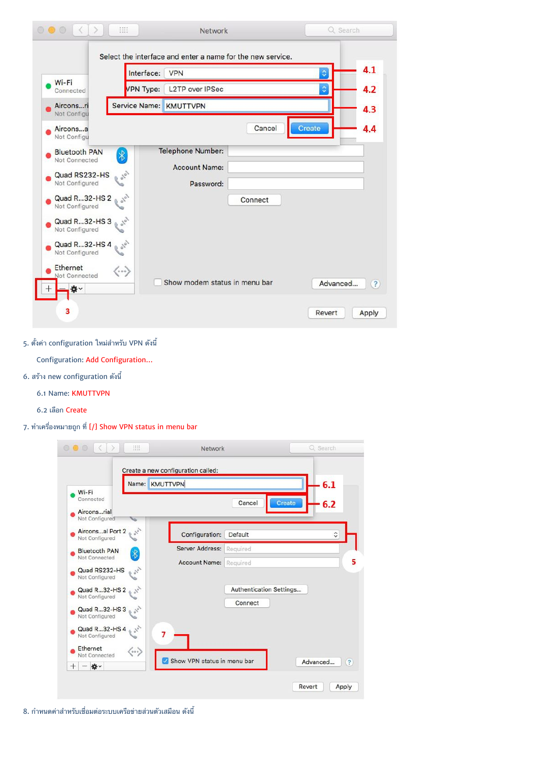5. ตั้งค่า configuration ใหม่สำหรับ VPN ดังนี้

   Configuration: Add Configuration...

6. สร้าง new configuration ดังนี้

   6.1 Name: KMUTTVPN

   6.2 เลือก Create

7. ทำเครื่องหมายถูก ที่ [/] Show VPN status in menu bar

8. กำหนดค่าสำหรับเชื่อมต่อระบบเครือข่ายส่วนตัวเสมือน ดังนี้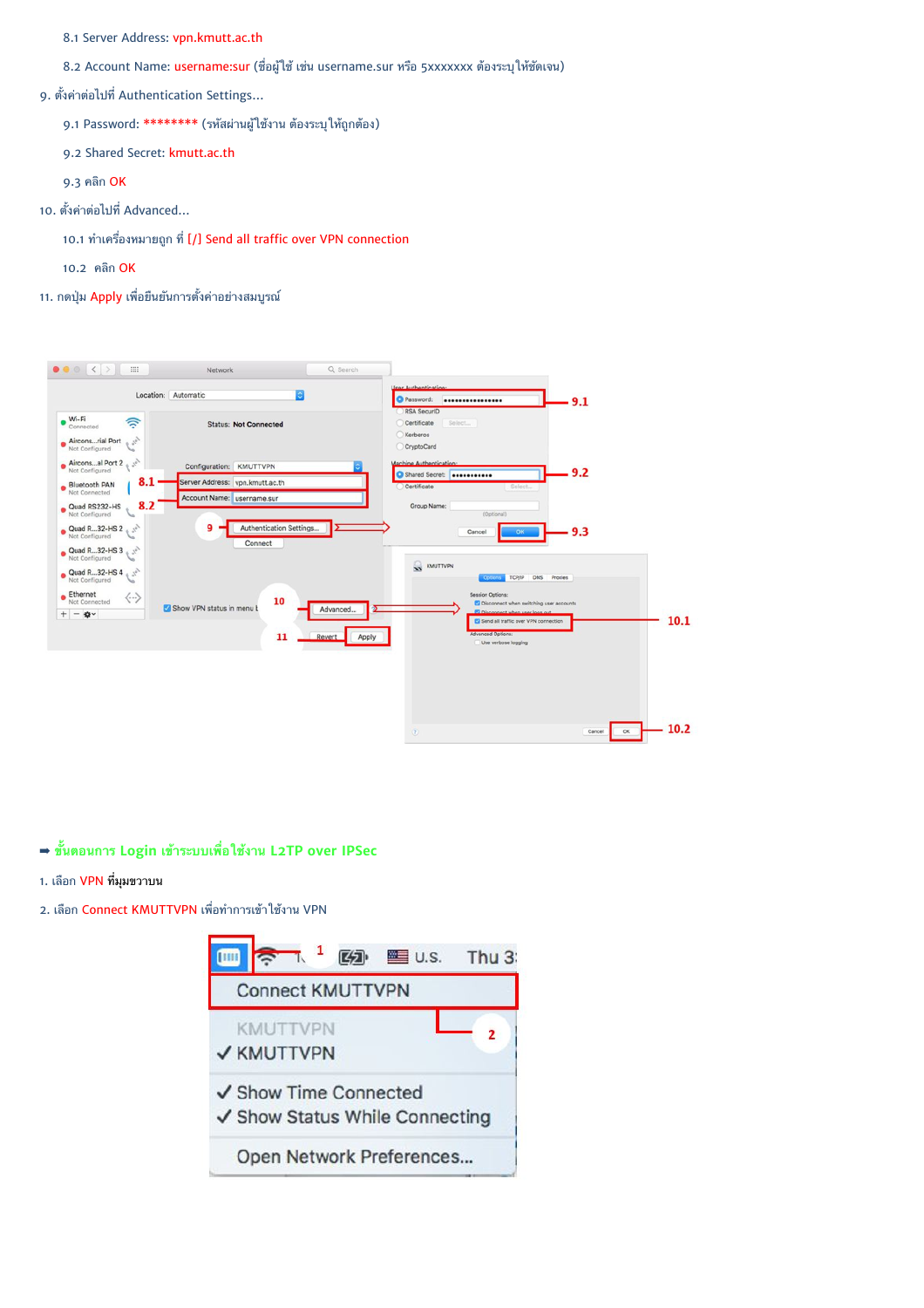8.1 Server Address: vpn.kmutt.ac.th

8.2 Account Name: username:sur (ชื่อผู้ใช้ เช่น username.sur หรือ 5xxxxxxx ต้องระบุให้ชัดเจน)

9. ตั้งค่าต่อไปที่ Authentication Settings...

9.1 Password: ******** (รหัสผ่านผู้ใช้งาน ต้องระบุให้ถูกต้อง)

9.2 Shared Secret: kmutt.ac.th

9.3 คลิก OK

10. ตั้งค่าต่อไปที่ Advanced...

10.1 ทำเครื่องหมายถูก ที่ [/] Send all traffic over VPN connection

10.2 คลิก OK

11. กดปุ่ม Apply เพื่อยืนยันการตั้งค่าอย่างสมบูรณ์

➡ **ขั้นตอนการ Login เข้าระบบเพื่อใช้งาน L2TP over IPSec**

1. เลือก VPN ที่มุมขวาบน

2. เลือก Connect KMUTTVPN เพื่อทำการเข้าใช้งาน VPN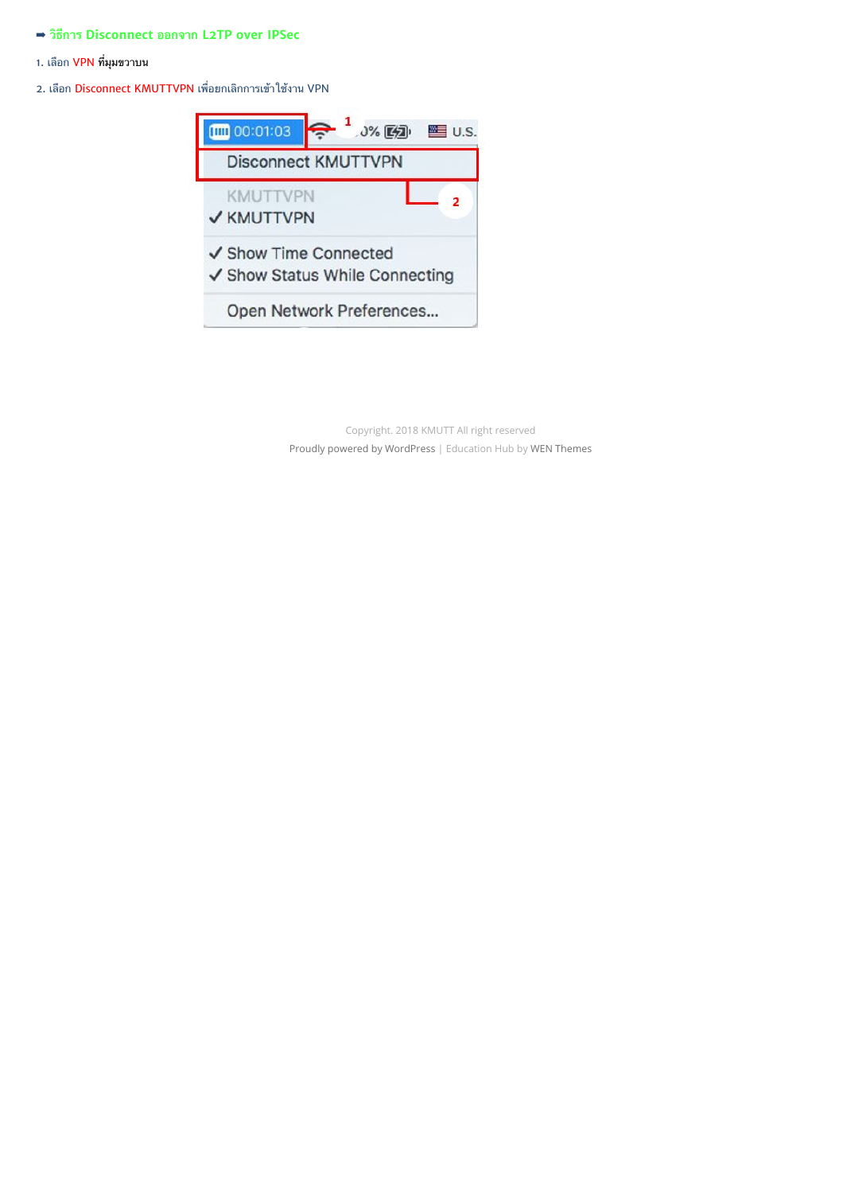➡ วิธีการ Disconnect ออกจาก L2TP over IPSec

1. เลือก VPN ที่มุมขวาบน

2. เลือก Disconnect KMUTTVPN เพื่อยกเลิกการเข้าใช้งาน VPN

Copyright. 2018 KMUTT All right reserved

Proudly powered by WordPress | Education Hub by WEN Themes